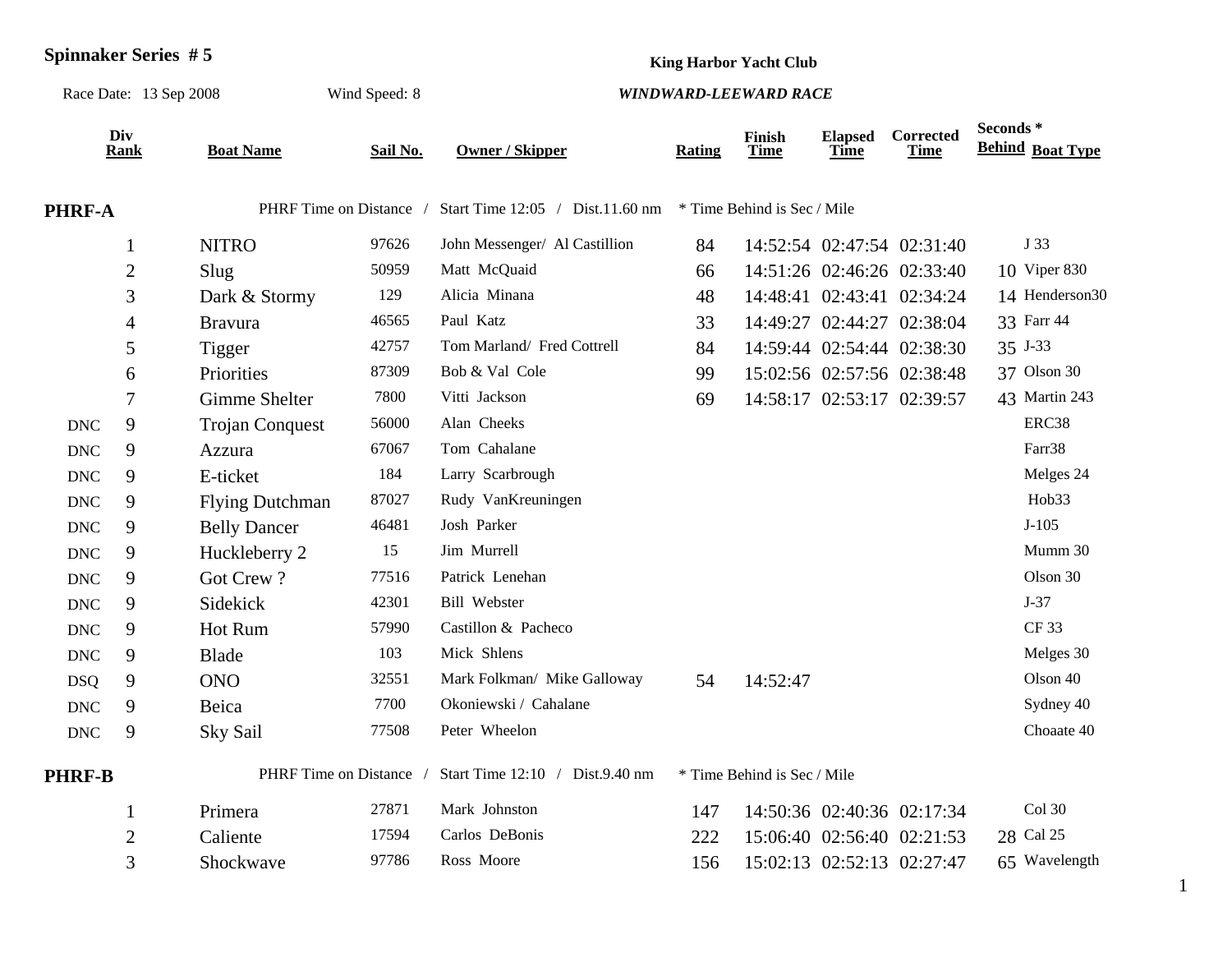**Spinnaker Series # 5**

**King Harbor Yacht Club**

Race Date: 13 Sep 2008 Wind Speed: 8 ***WINDWARD-LEEWARD RACE***

| Div | Rank | Boat Name | Sail No. | Owner / Skipper | Rating | Finish Time | Elapsed Time | Corrected Time | Seconds * Behind | Boat Type |
|---|---|---|---|---|---|---|---|---|---|---|
| **PHRF-A** | | PHRF Time on Distance / Start Time 12:05 / Dist.11.60 nm | | | * Time Behind is Sec / Mile | | | | | |
| | 1 | NITRO | 97626 | John Messenger/ Al Castillion | 84 | 14:52:54 | 02:47:54 | 02:31:40 | | J 33 |
| | 2 | Slug | 50959 | Matt McQuaid | 66 | 14:51:26 | 02:46:26 | 02:33:40 | 10 | Viper 830 |
| | 3 | Dark & Stormy | 129 | Alicia Minana | 48 | 14:48:41 | 02:43:41 | 02:34:24 | 14 | Henderson30 |
| | 4 | Bravura | 46565 | Paul Katz | 33 | 14:49:27 | 02:44:27 | 02:38:04 | 33 | Farr 44 |
| | 5 | Tigger | 42757 | Tom Marland/ Fred Cottrell | 84 | 14:59:44 | 02:54:44 | 02:38:30 | 35 | J-33 |
| | 6 | Priorities | 87309 | Bob & Val Cole | 99 | 15:02:56 | 02:57:56 | 02:38:48 | 37 | Olson 30 |
| | 7 | Gimme Shelter | 7800 | Vitti Jackson | 69 | 14:58:17 | 02:53:17 | 02:39:57 | 43 | Martin 243 |
| DNC | 9 | Trojan Conquest | 56000 | Alan Cheeks | | | | | | ERC38 |
| DNC | 9 | Azzura | 67067 | Tom Cahalane | | | | | | Farr38 |
| DNC | 9 | E-ticket | 184 | Larry Scarbrough | | | | | | Melges 24 |
| DNC | 9 | Flying Dutchman | 87027 | Rudy VanKreuningen | | | | | | Hob33 |
| DNC | 9 | Belly Dancer | 46481 | Josh Parker | | | | | | J-105 |
| DNC | 9 | Huckleberry 2 | 15 | Jim Murrell | | | | | | Mumm 30 |
| DNC | 9 | Got Crew ? | 77516 | Patrick Lenehan | | | | | | Olson 30 |
| DNC | 9 | Sidekick | 42301 | Bill Webster | | | | | | J-37 |
| DNC | 9 | Hot Rum | 57990 | Castillon & Pacheco | | | | | | CF 33 |
| DNC | 9 | Blade | 103 | Mick Shlens | | | | | | Melges 30 |
| DSQ | 9 | ONO | 32551 | Mark Folkman/ Mike Galloway | 54 | 14:52:47 | | | | Olson 40 |
| DNC | 9 | Beica | 7700 | Okoniewski / Cahalane | | | | | | Sydney 40 |
| DNC | 9 | Sky Sail | 77508 | Peter Wheelon | | | | | | Choaate 40 |
| **PHRF-B** | | PHRF Time on Distance / Start Time 12:10 / Dist.9.40 nm | | | * Time Behind is Sec / Mile | | | | | |
| | 1 | Primera | 27871 | Mark Johnston | 147 | 14:50:36 | 02:40:36 | 02:17:34 | | Col 30 |
| | 2 | Caliente | 17594 | Carlos DeBonis | 222 | 15:06:40 | 02:56:40 | 02:21:53 | 28 | Cal 25 |
| | 3 | Shockwave | 97786 | Ross Moore | 156 | 15:02:13 | 02:52:13 | 02:27:47 | 65 | Wavelength |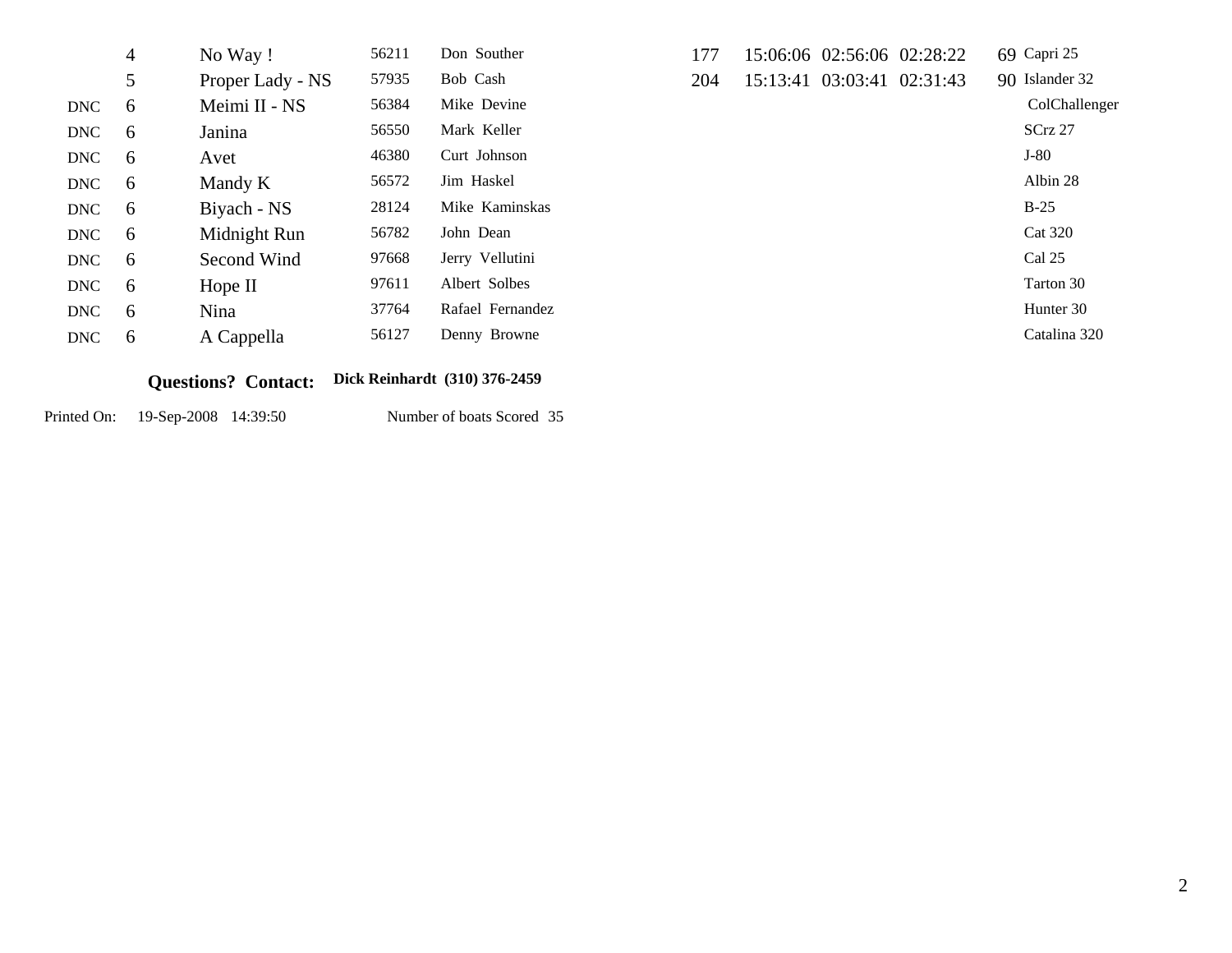| | | | | | | | | | | |
|---|---|---|---|---|---|---|---|---|---|---|
| | 4 | No Way ! | 56211 | Don Souther | 177 | 15:06:06 | 02:56:06 | 02:28:22 | 69 | Capri 25 |
| | 5 | Proper Lady - NS | 57935 | Bob Cash | 204 | 15:13:41 | 03:03:41 | 02:31:43 | 90 | Islander 32 |
| DNC | 6 | Meimi II - NS | 56384 | Mike Devine | | | | | | ColChallenger |
| DNC | 6 | Janina | 56550 | Mark Keller | | | | | | SCrz 27 |
| DNC | 6 | Avet | 46380 | Curt Johnson | | | | | | J-80 |
| DNC | 6 | Mandy K | 56572 | Jim Haskel | | | | | | Albin 28 |
| DNC | 6 | Biyach - NS | 28124 | Mike Kaminskas | | | | | | B-25 |
| DNC | 6 | Midnight Run | 56782 | John Dean | | | | | | Cat 320 |
| DNC | 6 | Second Wind | 97668 | Jerry Vellutini | | | | | | Cal 25 |
| DNC | 6 | Hope II | 97611 | Albert Solbes | | | | | | Tarton 30 |
| DNC | 6 | Nina | 37764 | Rafael Fernandez | | | | | | Hunter 30 |
| DNC | 6 | A Cappella | 56127 | Denny Browne | | | | | | Catalina 320 |

**Questions? Contact:** **Dick Reinhardt (310) 376-2459**

Printed On: 19-Sep-2008 14:39:50 Number of boats Scored 35